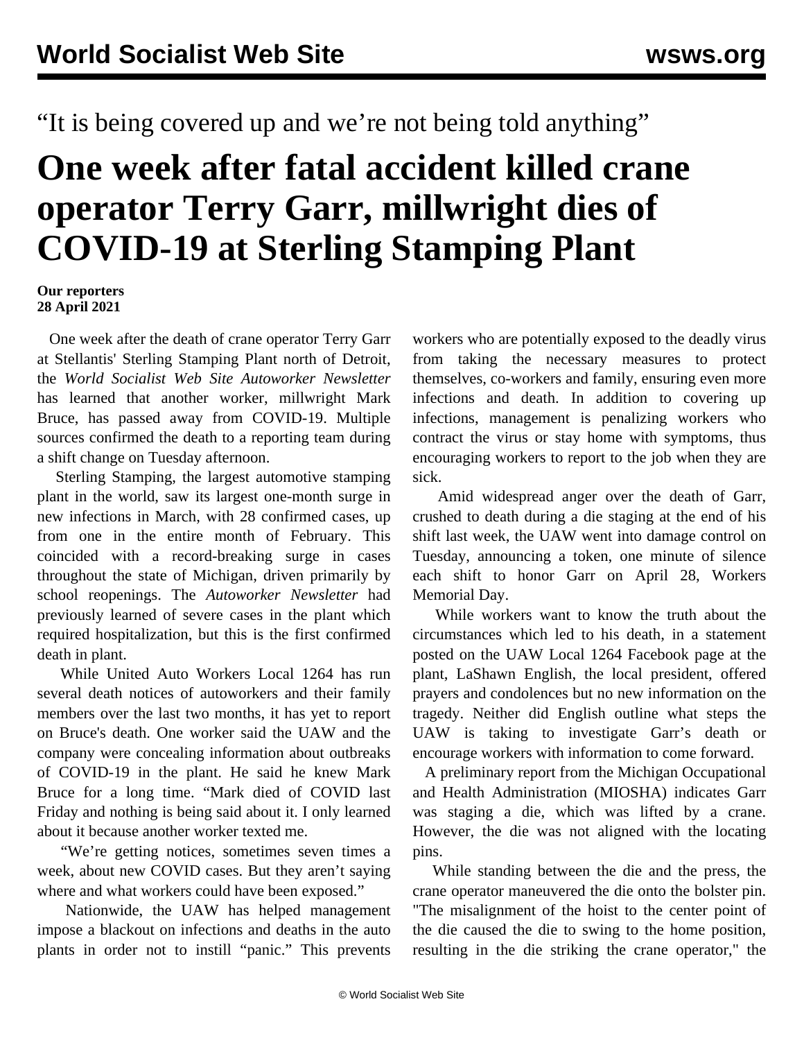“It is being covered up and we’re not being told anything”

# One week after fatal accident killed crane operator Terry Garr, millwright dies of COVID-19 at Sterling Stamping Plant

**Our reporters**
**28 April 2021**

One week after the death of crane operator Terry Garr at Stellantis' Sterling Stamping Plant north of Detroit, the *World Socialist Web Site Autoworker Newsletter* has learned that another worker, millwright Mark Bruce, has passed away from COVID-19. Multiple sources confirmed the death to a reporting team during a shift change on Tuesday afternoon.

Sterling Stamping, the largest automotive stamping plant in the world, saw its largest one-month surge in new infections in March, with 28 confirmed cases, up from one in the entire month of February. This coincided with a record-breaking surge in cases throughout the state of Michigan, driven primarily by school reopenings. The *Autoworker Newsletter* had previously learned of severe cases in the plant which required hospitalization, but this is the first confirmed death in plant.

While United Auto Workers Local 1264 has run several death notices of autoworkers and their family members over the last two months, it has yet to report on Bruce's death. One worker said the UAW and the company were concealing information about outbreaks of COVID-19 in the plant. He said he knew Mark Bruce for a long time. “Mark died of COVID last Friday and nothing is being said about it. I only learned about it because another worker texted me.

“We’re getting notices, sometimes seven times a week, about new COVID cases. But they aren’t saying where and what workers could have been exposed.”

Nationwide, the UAW has helped management impose a blackout on infections and deaths in the auto plants in order not to instill “panic.” This prevents workers who are potentially exposed to the deadly virus from taking the necessary measures to protect themselves, co-workers and family, ensuring even more infections and death. In addition to covering up infections, management is penalizing workers who contract the virus or stay home with symptoms, thus encouraging workers to report to the job when they are sick.

Amid widespread anger over the death of Garr, crushed to death during a die staging at the end of his shift last week, the UAW went into damage control on Tuesday, announcing a token, one minute of silence each shift to honor Garr on April 28, Workers Memorial Day.

While workers want to know the truth about the circumstances which led to his death, in a statement posted on the UAW Local 1264 Facebook page at the plant, LaShawn English, the local president, offered prayers and condolences but no new information on the tragedy. Neither did English outline what steps the UAW is taking to investigate Garr’s death or encourage workers with information to come forward.

A preliminary report from the Michigan Occupational and Health Administration (MIOSHA) indicates Garr was staging a die, which was lifted by a crane. However, the die was not aligned with the locating pins.

While standing between the die and the press, the crane operator maneuvered the die onto the bolster pin. "The misalignment of the hoist to the center point of the die caused the die to swing to the home position, resulting in the die striking the crane operator," the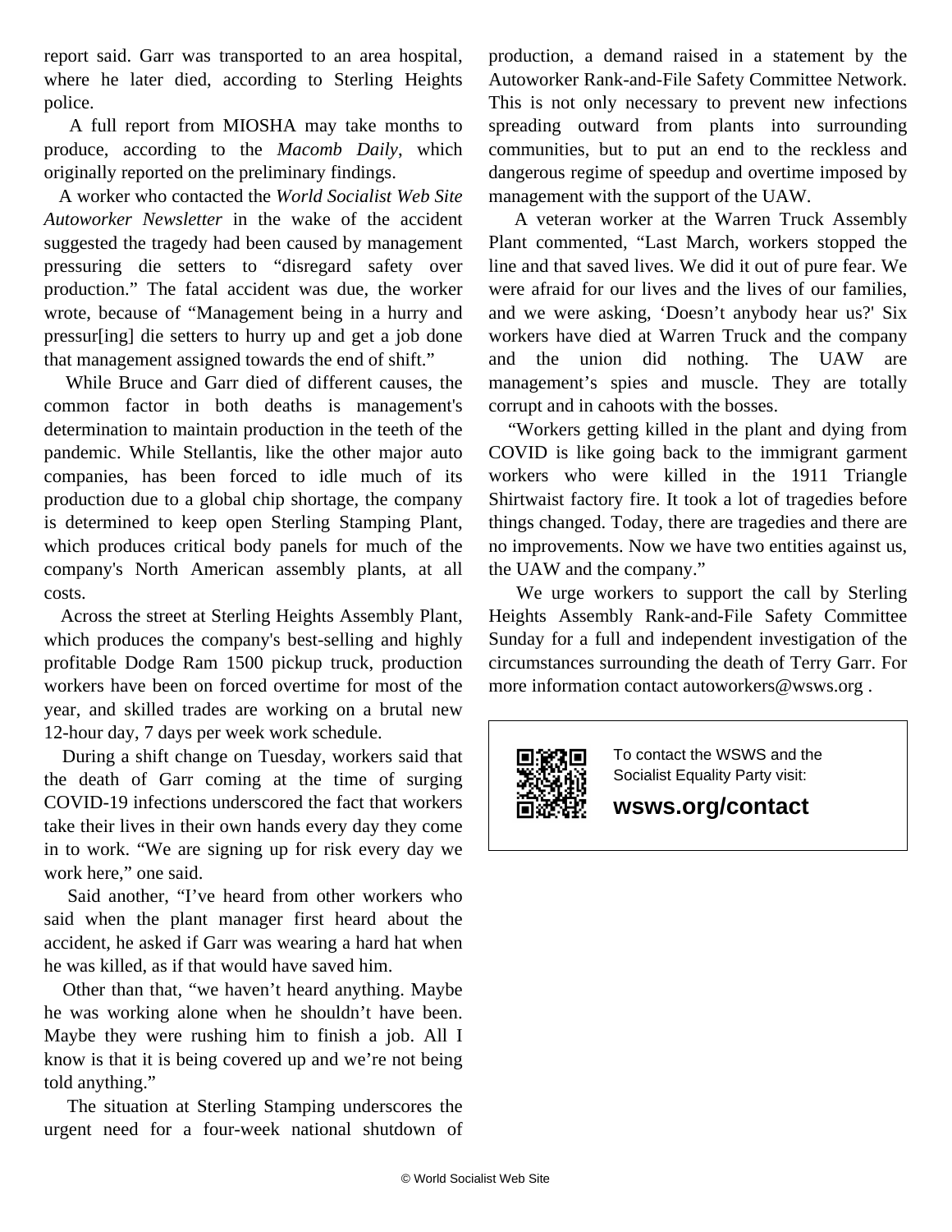report said. Garr was transported to an area hospital, where he later died, according to Sterling Heights police.

A full report from MIOSHA may take months to produce, according to the *Macomb Daily*, which originally reported on the preliminary findings.

A worker who contacted the *World Socialist Web Site Autoworker Newsletter* in the wake of the accident suggested the tragedy had been caused by management pressuring die setters to "disregard safety over production." The fatal accident was due, the worker wrote, because of "Management being in a hurry and pressur[ing] die setters to hurry up and get a job done that management assigned towards the end of shift."

While Bruce and Garr died of different causes, the common factor in both deaths is management's determination to maintain production in the teeth of the pandemic. While Stellantis, like the other major auto companies, has been forced to idle much of its production due to a global chip shortage, the company is determined to keep open Sterling Stamping Plant, which produces critical body panels for much of the company's North American assembly plants, at all costs.

Across the street at Sterling Heights Assembly Plant, which produces the company's best-selling and highly profitable Dodge Ram 1500 pickup truck, production workers have been on forced overtime for most of the year, and skilled trades are working on a brutal new 12-hour day, 7 days per week work schedule.

During a shift change on Tuesday, workers said that the death of Garr coming at the time of surging COVID-19 infections underscored the fact that workers take their lives in their own hands every day they come in to work. "We are signing up for risk every day we work here," one said.

Said another, "I've heard from other workers who said when the plant manager first heard about the accident, he asked if Garr was wearing a hard hat when he was killed, as if that would have saved him.

Other than that, "we haven't heard anything. Maybe he was working alone when he shouldn't have been. Maybe they were rushing him to finish a job. All I know is that it is being covered up and we're not being told anything."

The situation at Sterling Stamping underscores the urgent need for a four-week national shutdown of production, a demand raised in a statement by the Autoworker Rank-and-File Safety Committee Network. This is not only necessary to prevent new infections spreading outward from plants into surrounding communities, but to put an end to the reckless and dangerous regime of speedup and overtime imposed by management with the support of the UAW.

A veteran worker at the Warren Truck Assembly Plant commented, "Last March, workers stopped the line and that saved lives. We did it out of pure fear. We were afraid for our lives and the lives of our families, and we were asking, 'Doesn't anybody hear us?' Six workers have died at Warren Truck and the company and the union did nothing. The UAW are management's spies and muscle. They are totally corrupt and in cahoots with the bosses.

"Workers getting killed in the plant and dying from COVID is like going back to the immigrant garment workers who were killed in the 1911 Triangle Shirtwaist factory fire. It took a lot of tragedies before things changed. Today, there are tragedies and there are no improvements. Now we have two entities against us, the UAW and the company."

We urge workers to support the call by Sterling Heights Assembly Rank-and-File Safety Committee Sunday for a full and independent investigation of the circumstances surrounding the death of Terry Garr. For more information contact autoworkers@wsws.org .

To contact the WSWS and the Socialist Equality Party visit:

**wsws.org/contact**